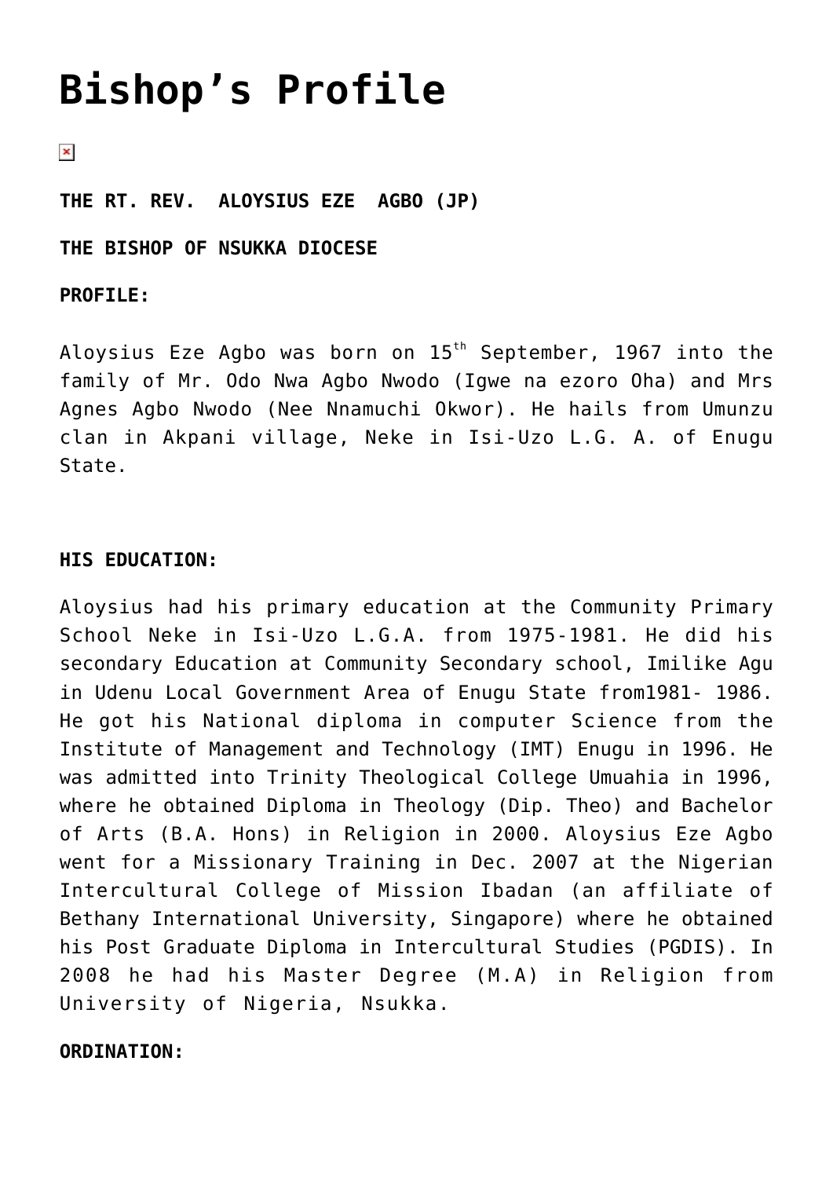# Bishop's Profile

**THE RT. REV.  ALOYSIUS EZE  AGBO (JP)**

**THE BISHOP OF NSUKKA DIOCESE**

**PROFILE:**

Aloysius Eze Agbo was born on 15th September, 1967 into the family of Mr. Odo Nwa Agbo Nwodo (Igwe na ezoro Oha) and Mrs Agnes Agbo Nwodo (Nee Nnamuchi Okwor). He hails from Umunzu clan in Akpani village, Neke in Isi-Uzo L.G. A. of Enugu State.

**HIS EDUCATION:**

Aloysius had his primary education at the Community Primary School Neke in Isi-Uzo L.G.A. from 1975-1981. He did his secondary Education at Community Secondary school, Imilike Agu in Udenu Local Government Area of Enugu State from1981- 1986. He got his National diploma in computer Science from the Institute of Management and Technology (IMT) Enugu in 1996. He was admitted into Trinity Theological College Umuahia in 1996, where he obtained Diploma in Theology (Dip. Theo) and Bachelor of Arts (B.A. Hons) in Religion in 2000. Aloysius Eze Agbo went for a Missionary Training in Dec. 2007 at the Nigerian Intercultural College of Mission Ibadan (an affiliate of Bethany International University, Singapore) where he obtained his Post Graduate Diploma in Intercultural Studies (PGDIS). In 2008 he had his Master Degree (M.A) in Religion from University of Nigeria, Nsukka.

**ORDINATION:**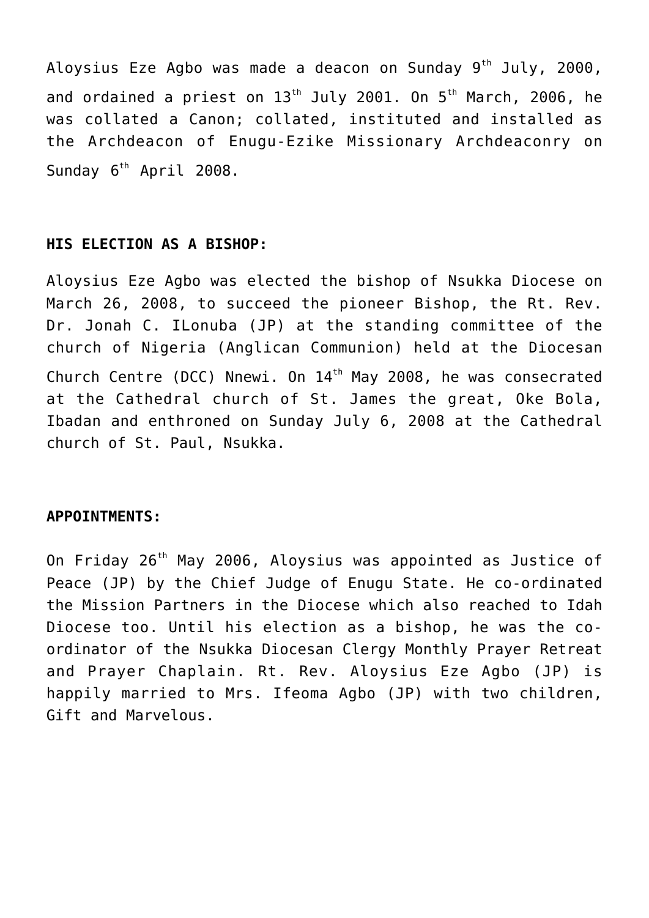Aloysius Eze Agbo was made a deacon on Sunday 9th July, 2000, and ordained a priest on 13th July 2001. On 5th March, 2006, he was collated a Canon; collated, instituted and installed as the Archdeacon of Enugu-Ezike Missionary Archdeaconry on Sunday 6th April 2008.

**HIS ELECTION AS A BISHOP:**

Aloysius Eze Agbo was elected the bishop of Nsukka Diocese on March 26, 2008, to succeed the pioneer Bishop, the Rt. Rev. Dr. Jonah C. ILonuba (JP) at the standing committee of the church of Nigeria (Anglican Communion) held at the Diocesan Church Centre (DCC) Nnewi. On 14th May 2008, he was consecrated at the Cathedral church of St. James the great, Oke Bola, Ibadan and enthroned on Sunday July 6, 2008 at the Cathedral church of St. Paul, Nsukka.

**APPOINTMENTS:**

On Friday 26th May 2006, Aloysius was appointed as Justice of Peace (JP) by the Chief Judge of Enugu State. He co-ordinated the Mission Partners in the Diocese which also reached to Idah Diocese too. Until his election as a bishop, he was the co-ordinator of the Nsukka Diocesan Clergy Monthly Prayer Retreat and Prayer Chaplain. Rt. Rev. Aloysius Eze Agbo (JP) is happily married to Mrs. Ifeoma Agbo (JP) with two children, Gift and Marvelous.